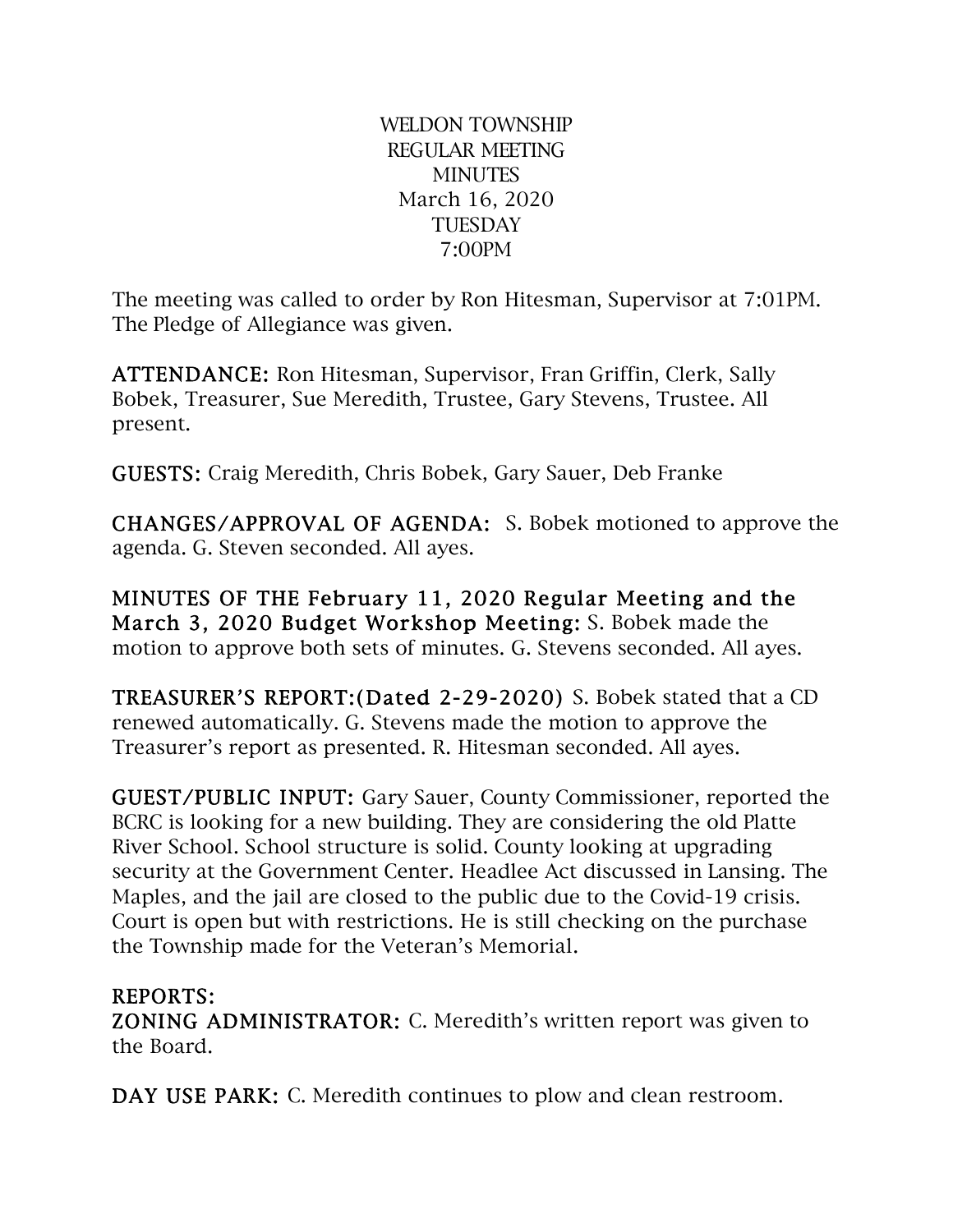# WELDON TOWNSHIP
## REGULAR MEETING
## MINUTES
March 16, 2020
TUESDAY
7:00PM

The meeting was called to order by Ron Hitesman, Supervisor at 7:01PM. The Pledge of Allegiance was given.

**ATTENDANCE:** Ron Hitesman, Supervisor, Fran Griffin, Clerk, Sally Bobek, Treasurer, Sue Meredith, Trustee, Gary Stevens, Trustee. All present.

**GUESTS:** Craig Meredith, Chris Bobek, Gary Sauer, Deb Franke

**CHANGES/APPROVAL OF AGENDA:** S. Bobek motioned to approve the agenda. G. Steven seconded. All ayes.

**MINUTES OF THE February 11, 2020 Regular Meeting and the March 3, 2020 Budget Workshop Meeting:** S. Bobek made the motion to approve both sets of minutes. G. Stevens seconded. All ayes.

**TREASURER'S REPORT:(Dated 2-29-2020)** S. Bobek stated that a CD renewed automatically. G. Stevens made the motion to approve the Treasurer's report as presented. R. Hitesman seconded. All ayes.

**GUEST/PUBLIC INPUT:** Gary Sauer, County Commissioner, reported the BCRC is looking for a new building. They are considering the old Platte River School. School structure is solid. County looking at upgrading security at the Government Center. Headlee Act discussed in Lansing. The Maples, and the jail are closed to the public due to the Covid-19 crisis. Court is open but with restrictions. He is still checking on the purchase the Township made for the Veteran's Memorial.

**REPORTS:**

**ZONING ADMINISTRATOR:** C. Meredith's written report was given to the Board.

**DAY USE PARK:** C. Meredith continues to plow and clean restroom.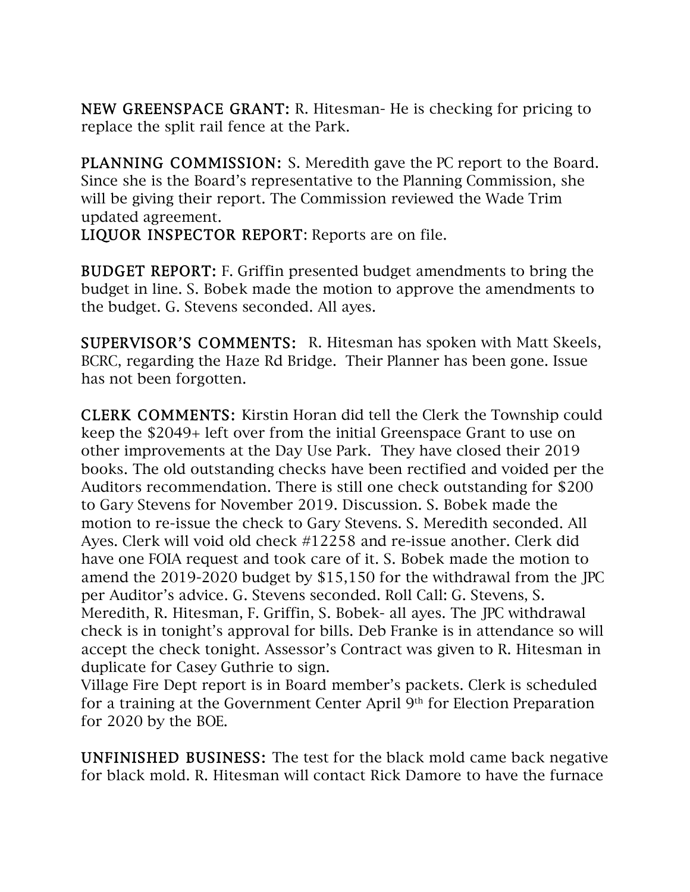**NEW GREENSPACE GRANT:** R. Hitesman- He is checking for pricing to replace the split rail fence at the Park.

**PLANNING COMMISSION:** S. Meredith gave the PC report to the Board. Since she is the Board's representative to the Planning Commission, she will be giving their report. The Commission reviewed the Wade Trim updated agreement.

**LIQUOR INSPECTOR REPORT**: Reports are on file.

**BUDGET REPORT:** F. Griffin presented budget amendments to bring the budget in line. S. Bobek made the motion to approve the amendments to the budget. G. Stevens seconded. All ayes.

**SUPERVISOR'S COMMENTS:** R. Hitesman has spoken with Matt Skeels, BCRC, regarding the Haze Rd Bridge. Their Planner has been gone. Issue has not been forgotten.

**CLERK COMMENTS:** Kirstin Horan did tell the Clerk the Township could keep the $2049+ left over from the initial Greenspace Grant to use on other improvements at the Day Use Park. They have closed their 2019 books. The old outstanding checks have been rectified and voided per the Auditors recommendation. There is still one check outstanding for $200 to Gary Stevens for November 2019. Discussion. S. Bobek made the motion to re-issue the check to Gary Stevens. S. Meredith seconded. All Ayes. Clerk will void old check #12258 and re-issue another. Clerk did have one FOIA request and took care of it. S. Bobek made the motion to amend the 2019-2020 budget by $15,150 for the withdrawal from the JPC per Auditor's advice. G. Stevens seconded. Roll Call: G. Stevens, S. Meredith, R. Hitesman, F. Griffin, S. Bobek- all ayes. The JPC withdrawal check is in tonight's approval for bills. Deb Franke is in attendance so will accept the check tonight. Assessor's Contract was given to R. Hitesman in duplicate for Casey Guthrie to sign.
Village Fire Dept report is in Board member's packets. Clerk is scheduled for a training at the Government Center April 9th for Election Preparation for 2020 by the BOE.

**UNFINISHED BUSINESS:** The test for the black mold came back negative for black mold. R. Hitesman will contact Rick Damore to have the furnace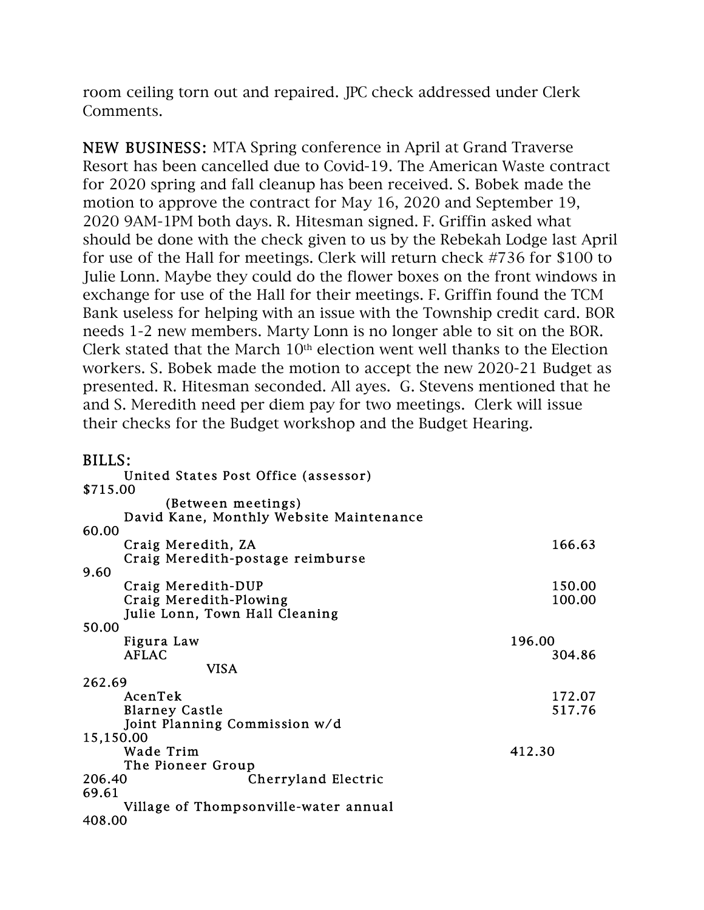room ceiling torn out and repaired. JPC check addressed under Clerk Comments.

**NEW BUSINESS:** MTA Spring conference in April at Grand Traverse Resort has been cancelled due to Covid-19. The American Waste contract for 2020 spring and fall cleanup has been received. S. Bobek made the motion to approve the contract for May 16, 2020 and September 19, 2020 9AM-1PM both days. R. Hitesman signed. F. Griffin asked what should be done with the check given to us by the Rebekah Lodge last April for use of the Hall for meetings. Clerk will return check #736 for $100 to Julie Lonn. Maybe they could do the flower boxes on the front windows in exchange for use of the Hall for their meetings. F. Griffin found the TCM Bank useless for helping with an issue with the Township credit card. BOR needs 1-2 new members. Marty Lonn is no longer able to sit on the BOR. Clerk stated that the March 10th election went well thanks to the Election workers. S. Bobek made the motion to accept the new 2020-21 Budget as presented. R. Hitesman seconded. All ayes. G. Stevens mentioned that he and S. Meredith need per diem pay for two meetings. Clerk will issue their checks for the Budget workshop and the Budget Hearing.

**BILLS:**

| | |
|---|---|
| United States Post Office (assessor) | $715.00 |
| (Between meetings) | |
| David Kane, Monthly Website Maintenance | 60.00 |
| Craig Meredith, ZA | 166.63 |
| Craig Meredith-postage reimburse | 9.60 |
| Craig Meredith-DUP | 150.00 |
| Craig Meredith-Plowing | 100.00 |
| Julie Lonn, Town Hall Cleaning | 50.00 |
| Figura Law | 196.00 |
| AFLAC | 304.86 |
| VISA | 262.69 |
| AcenTek | 172.07 |
| Blarney Castle | 517.76 |
| Joint Planning Commission w/d | 15,150.00 |
| Wade Trim | 412.30 |
| The Pioneer Group | 206.40 |
| Cherryland Electric | 69.61 |
| Village of Thompsonville-water annual | 408.00 |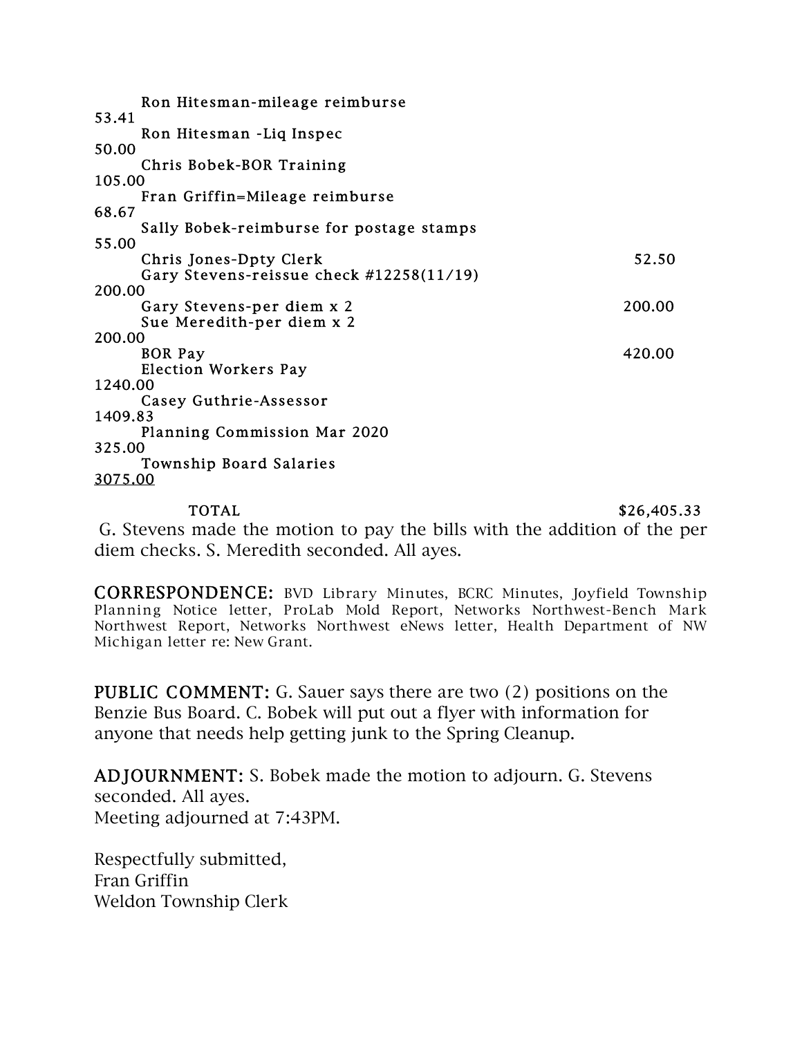| | |
|---|---|
| Ron Hitesman-mileage reimburse | 53.41 |
| Ron Hitesman -Liq Inspec | 50.00 |
| Chris Bobek-BOR Training | 105.00 |
| Fran Griffin=Mileage reimburse | 68.67 |
| Sally Bobek-reimburse for postage stamps | 55.00 |
| Chris Jones-Dpty Clerk | 52.50 |
| Gary Stevens-reissue check #12258(11/19) | 200.00 |
| Gary Stevens-per diem x 2 | 200.00 |
| Sue Meredith-per diem x 2 | 200.00 |
| BOR Pay | 420.00 |
| Election Workers Pay | 1240.00 |
| Casey Guthrie-Assessor | 1409.83 |
| Planning Commission Mar 2020 | 325.00 |
| Township Board Salaries | 3075.00 |
| TOTAL | $26,405.33 |

G. Stevens made the motion to pay the bills with the addition of the per diem checks. S. Meredith seconded. All ayes.

**CORRESPONDENCE:** BVD Library Minutes, BCRC Minutes, Joyfield Township Planning Notice letter, ProLab Mold Report, Networks Northwest-Bench Mark Northwest Report, Networks Northwest eNews letter, Health Department of NW Michigan letter re: New Grant.

**PUBLIC COMMENT:** G. Sauer says there are two (2) positions on the Benzie Bus Board. C. Bobek will put out a flyer with information for anyone that needs help getting junk to the Spring Cleanup.

**ADJOURNMENT:** S. Bobek made the motion to adjourn. G. Stevens seconded. All ayes.
Meeting adjourned at 7:43PM.

Respectfully submitted,
Fran Griffin
Weldon Township Clerk